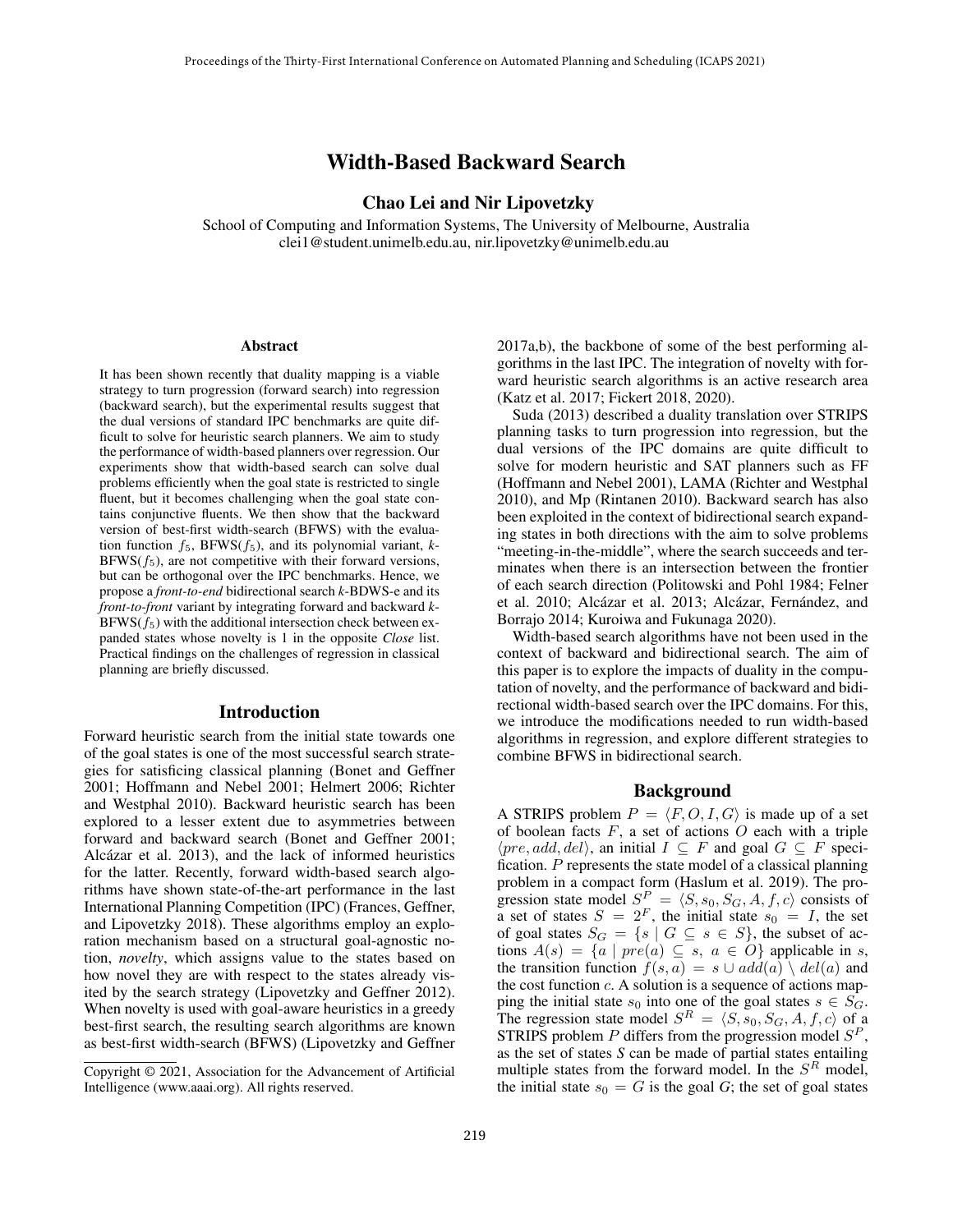# Width-Based Backward Search

**Chao Lei and Nir Lipovetzky**

School of Computing and Information Systems, The University of Melbourne, Australia
clei1@student.unimelb.edu.au, nir.lipovetzky@unimelb.edu.au

## Abstract

It has been shown recently that duality mapping is a viable strategy to turn progression (forward search) into regression (backward search), but the experimental results suggest that the dual versions of standard IPC benchmarks are quite difficult to solve for heuristic search planners. We aim to study the performance of width-based planners over regression. Our experiments show that width-based search can solve dual problems efficiently when the goal state is restricted to single fluent, but it becomes challenging when the goal state contains conjunctive fluents. We then show that the backward version of best-first width-search (BFWS) with the evaluation function $f_5$, BFWS($f_5$), and its polynomial variant, $k$-BFWS($f_5$), are not competitive with their forward versions, but can be orthogonal over the IPC benchmarks. Hence, we propose a *front-to-end* bidirectional search $k$-BDWS-e and its *front-to-front* variant by integrating forward and backward $k$-BFWS($f_5$) with the additional intersection check between expanded states whose novelty is 1 in the opposite *Close* list. Practical findings on the challenges of regression in classical planning are briefly discussed.

## Introduction

Forward heuristic search from the initial state towards one of the goal states is one of the most successful search strategies for satisficing classical planning (Bonet and Geffner 2001; Hoffmann and Nebel 2001; Helmert 2006; Richter and Westphal 2010). Backward heuristic search has been explored to a lesser extent due to asymmetries between forward and backward search (Bonet and Geffner 2001; Alcázar et al. 2013), and the lack of informed heuristics for the latter. Recently, forward width-based search algorithms have shown state-of-the-art performance in the last International Planning Competition (IPC) (Frances, Geffner, and Lipovetzky 2018). These algorithms employ an exploration mechanism based on a structural goal-agnostic notion, *novelty*, which assigns value to the states based on how novel they are with respect to the states already visited by the search strategy (Lipovetzky and Geffner 2012). When novelty is used with goal-aware heuristics in a greedy best-first search, the resulting search algorithms are known as best-first width-search (BFWS) (Lipovetzky and Geffner 2017a,b), the backbone of some of the best performing algorithms in the last IPC. The integration of novelty with forward heuristic search algorithms is an active research area (Katz et al. 2017; Fickert 2018, 2020).

Suda (2013) described a duality translation over STRIPS planning tasks to turn progression into regression, but the dual versions of the IPC domains are quite difficult to solve for modern heuristic and SAT planners such as FF (Hoffmann and Nebel 2001), LAMA (Richter and Westphal 2010), and Mp (Rintanen 2010). Backward search has also been exploited in the context of bidirectional search expanding states in both directions with the aim to solve problems "meeting-in-the-middle", where the search succeeds and terminates when there is an intersection between the frontier of each search direction (Politowski and Pohl 1984; Felner et al. 2010; Alcázar et al. 2013; Alcázar, Fernández, and Borrajo 2014; Kuroiwa and Fukunaga 2020).

Width-based search algorithms have not been used in the context of backward and bidirectional search. The aim of this paper is to explore the impacts of duality in the computation of novelty, and the performance of backward and bidirectional width-based search over the IPC domains. For this, we introduce the modifications needed to run width-based algorithms in regression, and explore different strategies to combine BFWS in bidirectional search.

## Background

A STRIPS problem $P = \langle F, O, I, G \rangle$ is made up of a set of boolean facts $F$, a set of actions $O$ each with a triple $\langle pre, add, del \rangle$, an initial $I \subseteq F$ and goal $G \subseteq F$ specification. $P$ represents the state model of a classical planning problem in a compact form (Haslum et al. 2019). The progression state model $S^P = \langle S, s_0, S_G, A, f, c \rangle$ consists of a set of states $S = 2^F$, the initial state $s_0 = I$, the set of goal states $S_G = \{s \mid G \subseteq s \in S\}$, the subset of actions $A(s) = \{a \mid pre(a) \subseteq s,\ a \in O\}$ applicable in $s$, the transition function $f(s, a) = s \cup add(a) \setminus del(a)$ and the cost function $c$. A solution is a sequence of actions mapping the initial state $s_0$ into one of the goal states $s \in S_G$. The regression state model $S^R = \langle S, s_0, S_G, A, f, c \rangle$ of a STRIPS problem $P$ differs from the progression model $S^P$, as the set of states $S$ can be made of partial states entailing multiple states from the forward model. In the $S^R$ model, the initial state $s_0 = G$ is the goal $G$; the set of goal states

Copyright © 2021, Association for the Advancement of Artificial Intelligence (www.aaai.org). All rights reserved.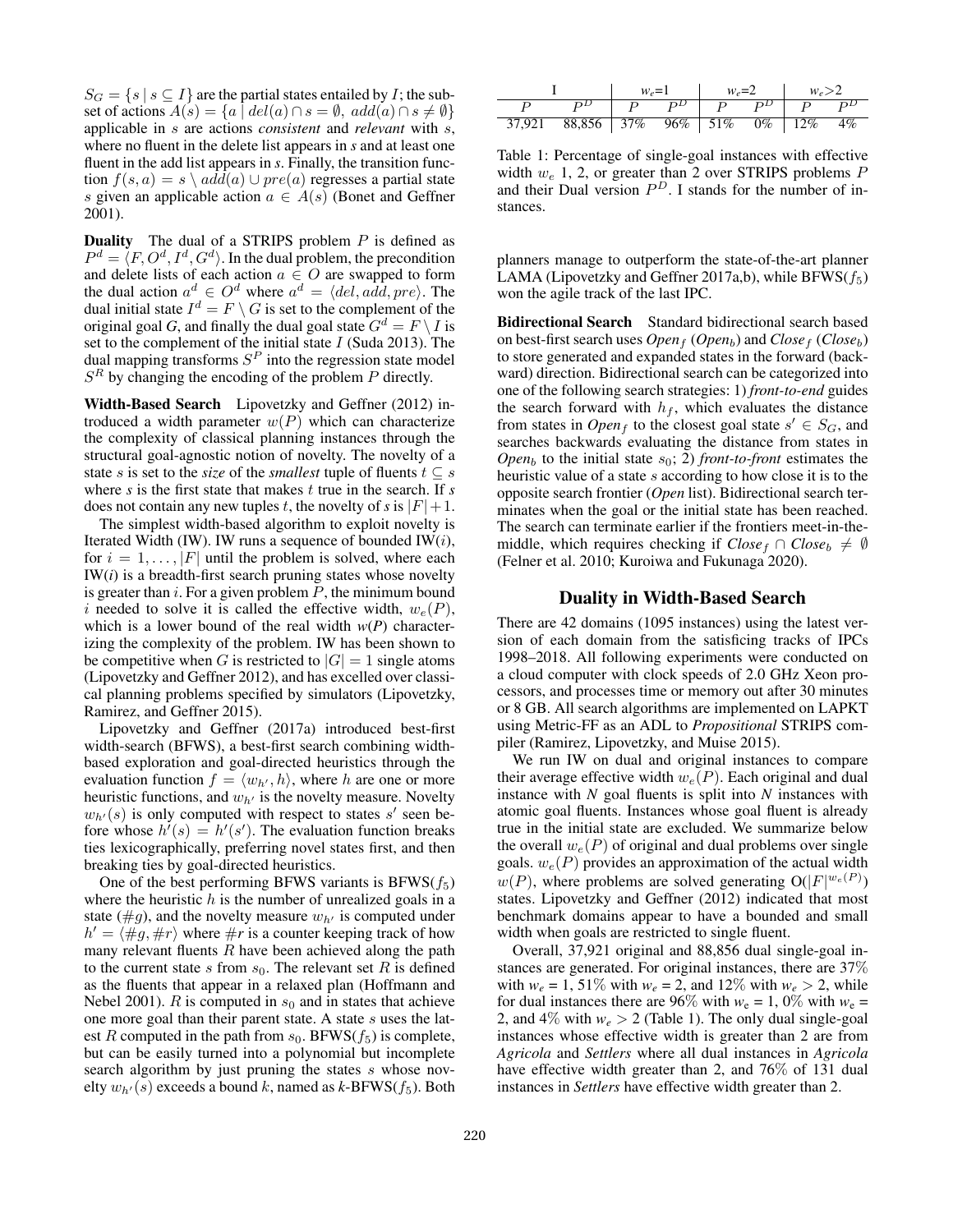$S_G = \{s \mid s \subseteq I\}$ are the partial states entailed by $I$; the subset of actions $A(s) = \{a \mid del(a) \cap s = \emptyset,\ add(a) \cap s \neq \emptyset\}$ applicable in $s$ are actions *consistent* and *relevant* with $s$, where no fluent in the delete list appears in *s* and at least one fluent in the add list appears in *s*. Finally, the transition function $f(s, a) = s \setminus add(a) \cup pre(a)$ regresses a partial state $s$ given an applicable action $a \in A(s)$ (Bonet and Geffner 2001).

**Duality** The dual of a STRIPS problem $P$ is defined as $P^d = \langle F, O^d, I^d, G^d \rangle$. In the dual problem, the precondition and delete lists of each action $a \in O$ are swapped to form the dual action $a^d \in O^d$ where $a^d = \langle del, add, pre \rangle$. The dual initial state $I^d = F \setminus G$ is set to the complement of the original goal $G$, and finally the dual goal state $G^d = F \setminus I$ is set to the complement of the initial state $I$ (Suda 2013). The dual mapping transforms $S^P$ into the regression state model $S^R$ by changing the encoding of the problem $P$ directly.

**Width-Based Search** Lipovetzky and Geffner (2012) introduced a width parameter $w(P)$ which can characterize the complexity of classical planning instances through the structural goal-agnostic notion of novelty. The novelty of a state $s$ is set to the *size* of the *smallest* tuple of fluents $t \subseteq s$ where *s* is the first state that makes $t$ true in the search. If *s* does not contain any new tuples $t$, the novelty of *s* is $|F|+1$.

The simplest width-based algorithm to exploit novelty is Iterated Width (IW). IW runs a sequence of bounded IW($i$), for $i = 1, \ldots, |F|$ until the problem is solved, where each IW(*i*) is a breadth-first search pruning states whose novelty is greater than $i$. For a given problem $P$, the minimum bound $i$ needed to solve it is called the effective width, $w_e(P)$, which is a lower bound of the real width *w*(*P*) characterizing the complexity of the problem. IW has been shown to be competitive when $G$ is restricted to $|G| = 1$ single atoms (Lipovetzky and Geffner 2012), and has excelled over classical planning problems specified by simulators (Lipovetzky, Ramirez, and Geffner 2015).

Lipovetzky and Geffner (2017a) introduced best-first width-search (BFWS), a best-first search combining width-based exploration and goal-directed heuristics through the evaluation function $f = \langle w_{h'}, h \rangle$, where $h$ are one or more heuristic functions, and $w_{h'}$ is the novelty measure. Novelty $w_{h'}(s)$ is only computed with respect to states $s'$ seen before whose $h'(s) = h'(s')$. The evaluation function breaks ties lexicographically, preferring novel states first, and then breaking ties by goal-directed heuristics.

One of the best performing BFWS variants is BFWS($f_5$) where the heuristic $h$ is the number of unrealized goals in a state ($\#g$), and the novelty measure $w_{h'}$ is computed under $h' = \langle \#g, \#r \rangle$ where $\#r$ is a counter keeping track of how many relevant fluents $R$ have been achieved along the path to the current state $s$ from $s_0$. The relevant set $R$ is defined as the fluents that appear in a relaxed plan (Hoffmann and Nebel 2001). $R$ is computed in $s_0$ and in states that achieve one more goal than their parent state. A state $s$ uses the latest $R$ computed in the path from $s_0$. BFWS($f_5$) is complete, but can be easily turned into a polynomial but incomplete search algorithm by just pruning the states $s$ whose novelty $w_{h'}(s)$ exceeds a bound $k$, named as *k*-BFWS($f_5$). Both planners manage to outperform the state-of-the-art planner LAMA (Lipovetzky and Geffner 2017a,b), while BFWS($f_5$) won the agile track of the last IPC.

| I | | $w_e$=1 | | $w_e$=2 | | $w_e$>2 | |
|---|---|---|---|---|---|---|---|
| $P$ | $P^D$ | $P$ | $P^D$ | $P$ | $P^D$ | $P$ | $P^D$ |
| 37,921 | 88,856 | 37% | 96% | 51% | 0% | 12% | 4% |

Table 1: Percentage of single-goal instances with effective width $w_e$ 1, 2, or greater than 2 over STRIPS problems $P$ and their Dual version $P^D$. I stands for the number of instances.

**Bidirectional Search** Standard bidirectional search based on best-first search uses *Open*$_f$ (*Open*$_b$) and *Close*$_f$ (*Close*$_b$) to store generated and expanded states in the forward (backward) direction. Bidirectional search can be categorized into one of the following search strategies: 1) *front-to-end* guides the search forward with $h_f$, which evaluates the distance from states in *Open*$_f$ to the closest goal state $s' \in S_G$, and searches backwards evaluating the distance from states in *Open*$_b$ to the initial state $s_0$; 2) *front-to-front* estimates the heuristic value of a state $s$ according to how close it is to the opposite search frontier (*Open* list). Bidirectional search terminates when the goal or the initial state has been reached. The search can terminate earlier if the frontiers meet-in-the-middle, which requires checking if *Close*$_f \cap$ *Close*$_b \neq \emptyset$ (Felner et al. 2010; Kuroiwa and Fukunaga 2020).

## Duality in Width-Based Search

There are 42 domains (1095 instances) using the latest version of each domain from the satisficing tracks of IPCs 1998–2018. All following experiments were conducted on a cloud computer with clock speeds of 2.0 GHz Xeon processors, and processes time or memory out after 30 minutes or 8 GB. All search algorithms are implemented on LAPKT using Metric-FF as an ADL to *Propositional* STRIPS compiler (Ramirez, Lipovetzky, and Muise 2015).

We run IW on dual and original instances to compare their average effective width $w_e(P)$. Each original and dual instance with *N* goal fluents is split into *N* instances with atomic goal fluents. Instances whose goal fluent is already true in the initial state are excluded. We summarize below the overall $w_e(P)$ of original and dual problems over single goals. $w_e(P)$ provides an approximation of the actual width $w(P)$, where problems are solved generating $O(|F|^{w_e(P)})$ states. Lipovetzky and Geffner (2012) indicated that most benchmark domains appear to have a bounded and small width when goals are restricted to single fluent.

Overall, 37,921 original and 88,856 dual single-goal instances are generated. For original instances, there are 37% with $w_e$ = 1, 51% with $w_e$ = 2, and 12% with $w_e > 2$, while for dual instances there are 96% with $w_e$ = 1, 0% with $w_e$ = 2, and 4% with $w_e > 2$ (Table 1). The only dual single-goal instances whose effective width is greater than 2 are from *Agricola* and *Settlers* where all dual instances in *Agricola* have effective width greater than 2, and 76% of 131 dual instances in *Settlers* have effective width greater than 2.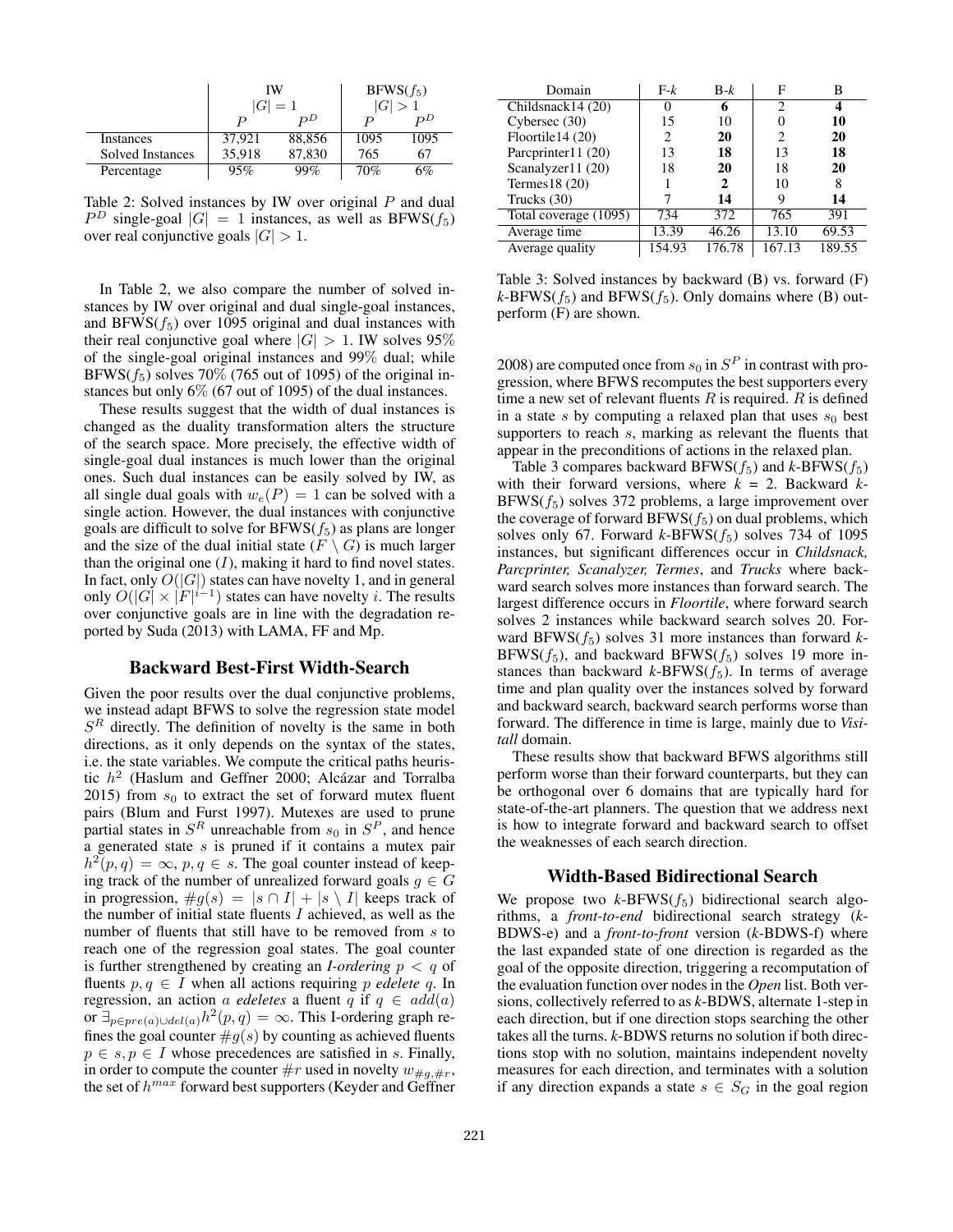|  | IW |  | BFWS($f_5$) |  |
|---|---|---|---|---|
|  | $\|G\| = 1$ |  | $\|G\| > 1$ |  |
|  | $P$ | $P^D$ | $P$ | $P^D$ |
| Instances | 37,921 | 88,856 | 1095 | 1095 |
| Solved Instances | 35,918 | 87,830 | 765 | 67 |
| Percentage | 95% | 99% | 70% | 6% |

Table 2: Solved instances by IW over original $P$ and dual $P^D$ single-goal $|G| = 1$ instances, as well as BFWS($f_5$) over real conjunctive goals $|G| > 1$.

In Table 2, we also compare the number of solved instances by IW over original and dual single-goal instances, and BFWS($f_5$) over 1095 original and dual instances with their real conjunctive goal where $|G| > 1$. IW solves 95% of the single-goal original instances and 99% dual; while BFWS($f_5$) solves 70% (765 out of 1095) of the original instances but only 6% (67 out of 1095) of the dual instances.

These results suggest that the width of dual instances is changed as the duality transformation alters the structure of the search space. More precisely, the effective width of single-goal dual instances is much lower than the original ones. Such dual instances can be easily solved by IW, as all single dual goals with $w_e(P) = 1$ can be solved with a single action. However, the dual instances with conjunctive goals are difficult to solve for BFWS($f_5$) as plans are longer and the size of the dual initial state ($F \setminus G$) is much larger than the original one ($I$), making it hard to find novel states. In fact, only $O(|G|)$ states can have novelty 1, and in general only $O(|G| \times |F|^{i-1})$ states can have novelty $i$. The results over conjunctive goals are in line with the degradation reported by Suda (2013) with LAMA, FF and Mp.

## Backward Best-First Width-Search

Given the poor results over the dual conjunctive problems, we instead adapt BFWS to solve the regression state model $S^R$ directly. The definition of novelty is the same in both directions, as it only depends on the syntax of the states, i.e. the state variables. We compute the critical paths heuristic $h^2$ (Haslum and Geffner 2000; Alcázar and Torralba 2015) from $s_0$ to extract the set of forward mutex fluent pairs (Blum and Furst 1997). Mutexes are used to prune partial states in $S^R$ unreachable from $s_0$ in $S^P$, and hence a generated state $s$ is pruned if it contains a mutex pair $h^2(p, q) = \infty$, $p, q \in s$. The goal counter instead of keeping track of the number of unrealized forward goals $g \in G$ in progression, $\#g(s) = |s \cap I| + |s \setminus I|$ keeps track of the number of initial state fluents $I$ achieved, as well as the number of fluents that still have to be removed from $s$ to reach one of the regression goal states. The goal counter is further strengthened by creating an *I-ordering* $p < q$ of fluents $p, q \in I$ when all actions requiring $p$ *edelete* $q$. In regression, an action $a$ *edeletes* a fluent $q$ if $q \in add(a)$ or $\exists_{p \in pre(a) \cup del(a)} h^2(p, q) = \infty$. This I-ordering graph refines the goal counter $\#g(s)$ by counting as achieved fluents $p \in s, p \in I$ whose precedences are satisfied in $s$. Finally, in order to compute the counter $\#r$ used in novelty $w_{\#g,\#r}$, the set of $h^{max}$ forward best supporters (Keyder and Geffner 2008) are computed once from $s_0$ in $S^P$ in contrast with progression, where BFWS recomputes the best supporters every time a new set of relevant fluents $R$ is required. $R$ is defined in a state $s$ by computing a relaxed plan that uses $s_0$ best supporters to reach $s$, marking as relevant the fluents that appear in the preconditions of actions in the relaxed plan.

| Domain | F-$k$ | B-$k$ | F | B |
|---|---|---|---|---|
| Childsnack14 (20) | 0 | **6** | 2 | **4** |
| Cybersec (30) | 15 | 10 | 0 | **10** |
| Floortile14 (20) | 2 | **20** | 2 | **20** |
| Parcprinter11 (20) | 13 | **18** | 13 | **18** |
| Scanalyzer11 (20) | 18 | **20** | 18 | **20** |
| Termes18 (20) | 1 | **2** | 10 | 8 |
| Trucks (30) | 7 | **14** | 9 | **14** |
| Total coverage (1095) | 734 | 372 | 765 | 391 |
| Average time | 13.39 | 46.26 | 13.10 | 69.53 |
| Average quality | 154.93 | 176.78 | 167.13 | 189.55 |

Table 3: Solved instances by backward (B) vs. forward (F) $k$-BFWS($f_5$) and BFWS($f_5$). Only domains where (B) outperform (F) are shown.

Table 3 compares backward BFWS($f_5$) and $k$-BFWS($f_5$) with their forward versions, where $k$ = 2. Backward $k$-BFWS($f_5$) solves 372 problems, a large improvement over the coverage of forward BFWS($f_5$) on dual problems, which solves only 67. Forward $k$-BFWS($f_5$) solves 734 of 1095 instances, but significant differences occur in *Childsnack, Parcprinter, Scanalyzer, Termes*, and *Trucks* where backward search solves more instances than forward search. The largest difference occurs in *Floortile*, where forward search solves 2 instances while backward search solves 20. Forward BFWS($f_5$) solves 31 more instances than forward $k$-BFWS($f_5$), and backward BFWS($f_5$) solves 19 more instances than backward $k$-BFWS($f_5$). In terms of average time and plan quality over the instances solved by forward and backward search, backward search performs worse than forward. The difference in time is large, mainly due to *Visitall* domain.

These results show that backward BFWS algorithms still perform worse than their forward counterparts, but they can be orthogonal over 6 domains that are typically hard for state-of-the-art planners. The question that we address next is how to integrate forward and backward search to offset the weaknesses of each search direction.

## Width-Based Bidirectional Search

We propose two $k$-BFWS($f_5$) bidirectional search algorithms, a *front-to-end* bidirectional search strategy ($k$-BDWS-e) and a *front-to-front* version ($k$-BDWS-f) where the last expanded state of one direction is regarded as the goal of the opposite direction, triggering a recomputation of the evaluation function over nodes in the *Open* list. Both versions, collectively referred to as $k$-BDWS, alternate 1-step in each direction, but if one direction stops searching the other takes all the turns. $k$-BDWS returns no solution if both directions stop with no solution, maintains independent novelty measures for each direction, and terminates with a solution if any direction expands a state $s \in S_G$ in the goal region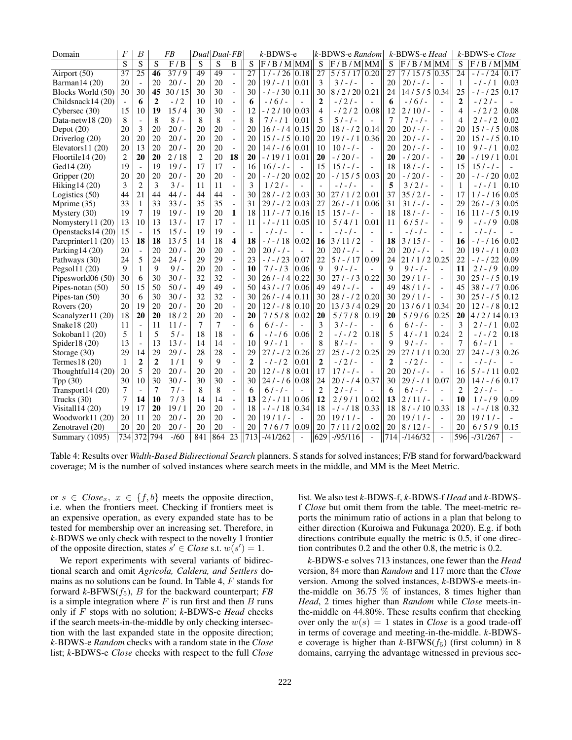| Domain | $F$ | $B$ | *FB* | | *Dual* | *Dual-FB* | | *k*-BDWS-e | | | *k*-BDWS-e *Random* | | | *k*-BDWS-e *Head* | | | *k*-BDWS-e *Close* | | |
|---|---|---|---|---|---|---|---|---|---|---|---|---|---|---|---|---|---|---|---|
| | S | S | S | F / B | S | S | B | S | F / B / M | MM | S | F / B / M | MM | S | F / B / M | MM | S | F / B / M | MM |
| Airport (50) | 37 | 25 | **46** | 37 / 9 | 49 | 49 | - | 27 | 1 / - / 26 | 0.18 | 27 | 5 / 5 / 17 | 0.20 | 27 | 7 / 15 / 5 | 0.35 | 24 | - / - / 24 | 0.17 |
| Barman14 (20) | 20 | - | 20 | 20 / - | 20 | 20 | - | 20 | 19 / - / 1 | 0.01 | 3 | 3 / - / - | - | 20 | 20 / - / - | - | 1 | - / - / 1 | 0.03 |
| Blocks World (50) | 30 | 30 | **45** | 30 / 15 | 30 | 30 | - | 30 | - / - / 30 | 0.11 | 30 | 8 / 2 / 20 | 0.21 | 24 | 14 / 5 / 5 | 0.34 | 25 | - / - / 25 | 0.17 |
| Childsnack14 (20) | - | 6 | **2** | - / 2 | 10 | 10 | - | 6 | - / 6 / - | - | **2** | - / 2 / - | - | 6 | - / 6 / - | - | **2** | - / 2 / - | - |
| Cybersec (30) | 15 | 10 | **19** | 15 / 4 | 30 | 30 | - | 12 | - / 2 / 10 | 0.03 | 4 | - / 2 / 2 | 0.08 | 12 | 2 / 10 / - | - | 4 | - / 2 / 2 | 0.08 |
| Data-netw18 (20) | 8 | - | 8 | 8 / - | 8 | 8 | - | 8 | 7 / - / 1 | 0.01 | 5 | 5 / - / - | - | 7 | 7 / - / - | - | 4 | 2 / - / 2 | 0.02 |
| Depot (20) | 20 | 3 | 20 | 20 / - | 20 | 20 | - | 20 | 16 / - / 4 | 0.15 | 20 | 18 / - / 2 | 0.14 | 20 | 20 / - / - | - | 20 | 15 / - / 5 | 0.08 |
| Driverlog (20) | 20 | 20 | 20 | 20 / - | 20 | 20 | - | 20 | 15 / - / 5 | 0.10 | 20 | 19 / - / 1 | 0.36 | 20 | 20 / - / - | - | 20 | 15 / - / 5 | 0.10 |
| Elevators11 (20) | 20 | 13 | 20 | 20 / - | 20 | 20 | - | 20 | 14 / - / 6 | 0.01 | 10 | 10 / - / - | - | 20 | 20 / - / - | - | 10 | 9 / - / 1 | 0.02 |
| Floortile14 (20) | 2 | **20** | **20** | 2 / 18 | 2 | 20 | **18** | **20** | - / 19 / 1 | 0.01 | **20** | - / 20 / - | - | **20** | - / 20 / - | - | **20** | - / 19 / 1 | 0.01 |
| Ged14 (20) | 19 | - | 19 | 19 / - | 17 | 17 | - | 16 | 16 / - / - | - | 15 | 15 / - / - | - | 18 | 18 / - / - | - | 15 | 15 / - / - | - |
| Gripper (20) | 20 | 20 | 20 | 20 / - | 20 | 20 | - | 20 | - / - / 20 | 0.02 | 20 | - / 15 / 5 | 0.03 | 20 | - / 20 / - | - | 20 | - / - / 20 | 0.02 |
| Hiking14 (20) | 3 | 2 | 3 | 3 / - | 11 | 11 | - | 3 | 1 / 2 / - | - | - | - / - / - | - | **5** | 3 / 2 / - | - | 1 | - / - / 1 | 0.10 |
| Logistics (50) | 44 | 21 | 44 | 44 / - | 44 | 44 | - | 30 | 28 / - / 2 | 0.03 | 30 | 27 / 1 / 2 | 0.01 | 37 | 35 / 2 / - | - | 17 | 1 / - / 16 | 0.05 |
| Mprime (35) | 33 | 1 | 33 | 33 / - | 35 | 35 | - | 31 | 29 / - / 2 | 0.03 | 27 | 26 / - / 1 | 0.06 | 31 | 31 / - / - | - | 29 | 26 / - / 3 | 0.05 |
| Mystery (30) | 19 | 7 | 19 | 19 / - | 19 | 20 | **1** | 18 | 11 / - / 7 | 0.16 | 15 | 15 / - / - | - | 18 | 18 / - / - | - | 16 | 11 / - / 5 | 0.19 |
| Nomystery11 (20) | 13 | 10 | 13 | 13 / - | 17 | 17 | - | 11 | - / - / 11 | 0.05 | 10 | 5 / 4 / 1 | 0.01 | 11 | 6 / 5 / - | - | 9 | - / - / 9 | 0.08 |
| Openstacks14 (20) | 15 | - | 15 | 15 / - | 19 | 19 | - | - | - / - / - | - | - | - / - / - | - | - | - / - / - | - | - | - / - / - | - |
| Parcprinter11 (20) | 13 | **18** | **18** | 13 / 5 | 14 | 18 | **4** | **18** | - / - / 18 | 0.02 | **16** | 3 / 11 / 2 | - | **18** | 3 / 15 / - | - | **16** | - / - / 16 | 0.02 |
| Parking14 (20) | 20 | - | 20 | 20 / - | 20 | 20 | - | 20 | 20 / - / - | - | 20 | 20 / - / - | - | 20 | 20 / - / - | - | 20 | 19 / - / 1 | 0.03 |
| Pathways (30) | 24 | 5 | 24 | 24 / - | 29 | 29 | - | 23 | - / - / 23 | 0.07 | 22 | 5 / - / 17 | 0.09 | 24 | 21 / 1 / 2 | 0.25 | 22 | - / - / 22 | 0.09 |
| Pegsol11 (20) | 9 | 1 | 9 | 9 / - | 20 | 20 | - | **10** | 7 / - / 3 | 0.06 | 9 | 9 / - / - | - | 9 | 9 / - / - | - | **11** | 2 / - / 9 | 0.09 |
| Pipesworld06 (50) | 30 | 6 | 30 | 30 / - | 32 | 32 | - | 30 | 26 / - / 4 | 0.22 | 30 | 27 / - / 3 | 0.22 | 30 | 29 / 1 / - | - | 30 | 25 / - / 5 | 0.19 |
| Pipes-notan (50) | 50 | 15 | 50 | 50 / - | 49 | 49 | - | 50 | 43 / - / 7 | 0.06 | 49 | 49 / - / - | - | 49 | 48 / 1 / - | - | 45 | 38 / - / 7 | 0.06 |
| Pipes-tan (50) | 30 | 6 | 30 | 30 / - | 32 | 32 | - | 30 | 26 / - / 4 | 0.11 | 30 | 28 / - / 2 | 0.20 | 30 | 29 / 1 / - | - | 30 | 25 / - / 5 | 0.12 |
| Rovers (20) | 20 | 19 | 20 | 20 / - | 20 | 20 | - | 20 | 12 / - / 8 | 0.10 | 20 | 13 / 3 / 4 | 0.29 | 20 | 13 / 6 / 1 | 0.34 | 20 | 12 / - / 8 | 0.12 |
| Scanalyzer11 (20) | 18 | **20** | **20** | 18 / 2 | 20 | 20 | - | **20** | 7 / 5 / 8 | 0.02 | **20** | 5 / 7 / 8 | 0.19 | **20** | 5 / 9 / 6 | 0.25 | **20** | 4 / 2 / 14 | 0.13 |
| Snake18 (20) | 11 | - | 11 | 11 / - | 7 | 7 | - | 6 | 6 / - / - | - | 3 | 3 / - / - | - | 6 | 6 / - / - | - | 3 | 2 / - / 1 | 0.02 |
| Sokoban11 (20) | 5 | 1 | 5 | 5 / - | 18 | 18 | - | **6** | - / - / 6 | 0.06 | 2 | - / - / 2 | 0.18 | 5 | 4 / - / 1 | 0.24 | 2 | - / - / 2 | 0.18 |
| Spider18 (20) | 13 | - | 13 | 13 / - | 14 | 14 | - | 10 | 9 / - / 1 | - | 8 | 8 / - / - | - | 9 | 9 / - / - | - | 7 | 6 / - / 1 | - |
| Storage (30) | 29 | 14 | 29 | 29 / - | 28 | 28 | - | 29 | 27 / - / 2 | 0.26 | 27 | 25 / - / 2 | 0.25 | 29 | 27 / 1 / 1 | 0.20 | 27 | 24 / - / 3 | 0.26 |
| Termes18 (20) | 1 | **2** | **2** | 1 / 1 | 9 | 9 | - | **2** | - / - / 2 | 0.01 | **2** | - / 2 / - | - | **2** | - / 2 / - | - | - | - / - / - | - |
| Thoughtful14 (20) | 20 | 5 | 20 | 20 / - | 20 | 20 | - | 20 | 12 / - / 8 | 0.01 | 17 | 17 / - / - | - | 20 | 20 / - / - | - | 16 | 5 / - / 11 | 0.02 |
| Tpp (30) | 30 | 10 | 30 | 30 / - | 30 | 30 | - | 30 | 24 / - / 6 | 0.08 | 24 | 20 / - / 4 | 0.37 | 30 | 29 / - / 1 | 0.07 | 20 | 14 / - / 6 | 0.17 |
| Transport14 (20) | 7 | - | 7 | 7 / - | 8 | 8 | - | 6 | 6 / - / - | - | 2 | 2 / - / - | - | 6 | 6 / - / - | - | 2 | 2 / - / - | - |
| Trucks (30) | 7 | **14** | **10** | 7 / 3 | 14 | 14 | - | **13** | 2 / - / 11 | 0.06 | **12** | 2 / 9 / 1 | 0.02 | **13** | 2 / 11 / - | - | **10** | 1 / - / 9 | 0.09 |
| Visitall14 (20) | 19 | 17 | **20** | 19 / 1 | 20 | 20 | - | 18 | - / - / 18 | 0.34 | 18 | - / - / 18 | 0.33 | 18 | 8 / - / 10 | 0.33 | 18 | - / - / 18 | 0.32 |
| Woodwork11 (20) | 20 | 11 | 20 | 20 / - | 20 | 20 | - | 20 | 19 / 1 / - | - | 20 | 19 / 1 / - | - | 20 | 19 / 1 / - | - | 20 | 19 / 1 / - | - |
| Zenotravel (20) | 20 | 20 | 20 | 20 / - | 20 | 20 | - | 20 | 7 / 6 / 7 | 0.09 | 20 | 7 / 11 / 2 | 0.02 | 20 | 8 / 12 / - | - | 20 | 6 / 5 / 9 | 0.15 |
| Summary (1095) | 734 | 372 | 794 | -/60 | 841 | 864 | 23 | 713 | -/41/262 | - | 629 | -/95/116 | - | 714 | -/146/32 | - | 596 | -/31/267 | - |

Table 4: Results over *Width-Based Bidirectional Search* planners. S stands for solved instances; F/B stand for forward/backward coverage; M is the number of solved instances where search meets in the middle, and MM is the Meet Metric.

or $s \in Close_x,\ x \in \{f, b\}$ meets the opposite direction, i.e. when the frontiers meet. Checking if frontiers meet is an expensive operation, as every expanded state has to be tested for membership over an increasing set. Therefore, in *k*-BDWS we only check with respect to the novelty 1 frontier of the opposite direction, states $s' \in Close$ s.t. $w(s') = 1$.

We report experiments with several variants of bidirectional search and omit *Agricola, Caldera, and Settlers* domains as no solutions can be found. In Table 4, $F$ stands for forward *k*-BFWS($f_5$), $B$ for the backward counterpart; *FB* is a simple integration where $F$ is run first and then $B$ runs only if $F$ stops with no solution; *k*-BDWS-e *Head* checks if the search meets-in-the-middle by only checking intersection with the last expanded state in the opposite direction; *k*-BDWS-e *Random* checks with a random state in the *Close* list; *k*-BDWS-e *Close* checks with respect to the full *Close* list. We also test *k*-BDWS-f, *k*-BDWS-f *Head* and *k*-BDWS-f *Close* but omit them from the table. The meet-metric reports the minimum ratio of actions in a plan that belong to either direction (Kuroiwa and Fukunaga 2020). E.g. if both directions contribute equally the metric is 0.5, if one direction contributes 0.2 and the other 0.8, the metric is 0.2.

*k*-BDWS-e solves 713 instances, one fewer than the *Head* version, 84 more than *Random* and 117 more than the *Close* version. Among the solved instances, *k*-BDWS-e meets-in-the-middle on 36.75 % of instances, 8 times higher than *Head*, 2 times higher than *Random* while *Close* meets-in-the-middle on 44.80%. These results confirm that checking over only the $w(s) = 1$ states in *Close* is a good trade-off in terms of coverage and meeting-in-the-middle. *k*-BDWS-e coverage is higher than *k*-BFWS($f_5$) (first column) in 8 domains, carrying the advantage witnessed in previous sec-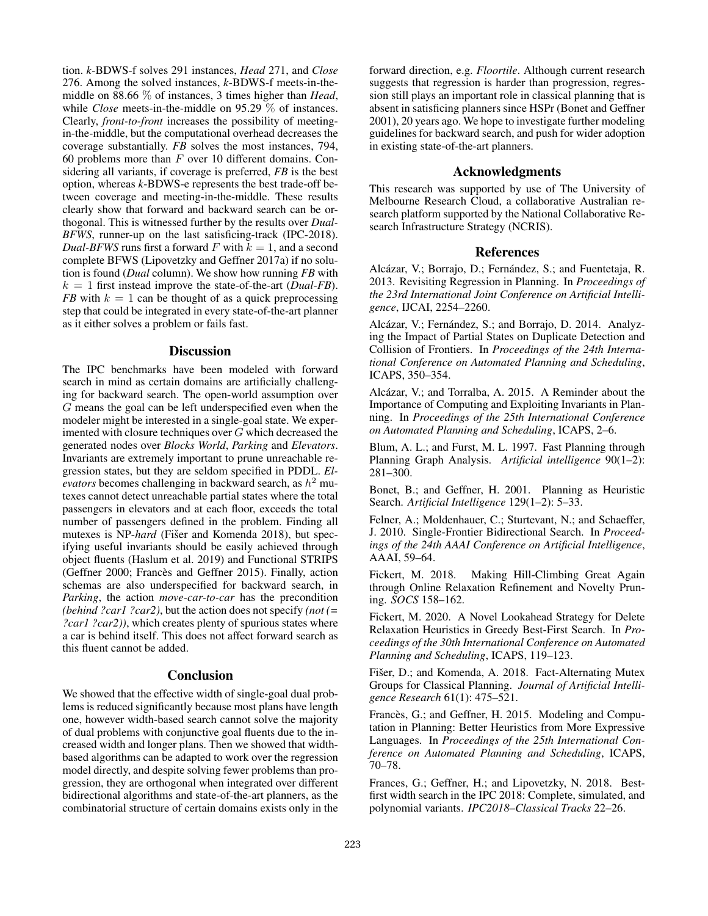tion. *k*-BDWS-f solves 291 instances, *Head* 271, and *Close* 276. Among the solved instances, *k*-BDWS-f meets-in-the-middle on 88.66 % of instances, 3 times higher than *Head*, while *Close* meets-in-the-middle on 95.29 % of instances. Clearly, *front-to-front* increases the possibility of meeting-in-the-middle, but the computational overhead decreases the coverage substantially. *FB* solves the most instances, 794, 60 problems more than $F$ over 10 different domains. Considering all variants, if coverage is preferred, *FB* is the best option, whereas *k*-BDWS-e represents the best trade-off between coverage and meeting-in-the-middle. These results clearly show that forward and backward search can be orthogonal. This is witnessed further by the results over *Dual-BFWS*, runner-up on the last satisficing-track (IPC-2018). *Dual-BFWS* runs first a forward $F$ with $k = 1$, and a second complete BFWS (Lipovetzky and Geffner 2017a) if no solution is found (*Dual* column). We show how running *FB* with $k = 1$ first instead improve the state-of-the-art (*Dual-FB*). *FB* with $k = 1$ can be thought of as a quick preprocessing step that could be integrated in every state-of-the-art planner as it either solves a problem or fails fast.

## Discussion

The IPC benchmarks have been modeled with forward search in mind as certain domains are artificially challenging for backward search. The open-world assumption over $G$ means the goal can be left underspecified even when the modeler might be interested in a single-goal state. We experimented with closure techniques over $G$ which decreased the generated nodes over *Blocks World*, *Parking* and *Elevators*. Invariants are extremely important to prune unreachable regression states, but they are seldom specified in PDDL. *Elevators* becomes challenging in backward search, as $h^2$ mutexes cannot detect unreachable partial states where the total passengers in elevators and at each floor, exceeds the total number of passengers defined in the problem. Finding all mutexes is NP-*hard* (Fišer and Komenda 2018), but specifying useful invariants should be easily achieved through object fluents (Haslum et al. 2019) and Functional STRIPS (Geffner 2000; Francès and Geffner 2015). Finally, action schemas are also underspecified for backward search, in *Parking*, the action *move-car-to-car* has the precondition *(behind ?car1 ?car2)*, but the action does not specify *(not (= ?car1 ?car2))*, which creates plenty of spurious states where a car is behind itself. This does not affect forward search as this fluent cannot be added.

## Conclusion

We showed that the effective width of single-goal dual problems is reduced significantly because most plans have length one, however width-based search cannot solve the majority of dual problems with conjunctive goal fluents due to the increased width and longer plans. Then we showed that width-based algorithms can be adapted to work over the regression model directly, and despite solving fewer problems than progression, they are orthogonal when integrated over different bidirectional algorithms and state-of-the-art planners, as the combinatorial structure of certain domains exists only in the forward direction, e.g. *Floortile*. Although current research suggests that regression is harder than progression, regression still plays an important role in classical planning that is absent in satisficing planners since HSPr (Bonet and Geffner 2001), 20 years ago. We hope to investigate further modeling guidelines for backward search, and push for wider adoption in existing state-of-the-art planners.

## Acknowledgments

This research was supported by use of The University of Melbourne Research Cloud, a collaborative Australian research platform supported by the National Collaborative Research Infrastructure Strategy (NCRIS).

## References

Alcázar, V.; Borrajo, D.; Fernández, S.; and Fuentetaja, R. 2013. Revisiting Regression in Planning. In *Proceedings of the 23rd International Joint Conference on Artificial Intelligence*, IJCAI, 2254–2260.

Alcázar, V.; Fernández, S.; and Borrajo, D. 2014. Analyzing the Impact of Partial States on Duplicate Detection and Collision of Frontiers. In *Proceedings of the 24th International Conference on Automated Planning and Scheduling*, ICAPS, 350–354.

Alcázar, V.; and Torralba, A. 2015. A Reminder about the Importance of Computing and Exploiting Invariants in Planning. In *Proceedings of the 25th International Conference on Automated Planning and Scheduling*, ICAPS, 2–6.

Blum, A. L.; and Furst, M. L. 1997. Fast Planning through Planning Graph Analysis. *Artificial intelligence* 90(1–2): 281–300.

Bonet, B.; and Geffner, H. 2001. Planning as Heuristic Search. *Artificial Intelligence* 129(1–2): 5–33.

Felner, A.; Moldenhauer, C.; Sturtevant, N.; and Schaeffer, J. 2010. Single-Frontier Bidirectional Search. In *Proceedings of the 24th AAAI Conference on Artificial Intelligence*, AAAI, 59–64.

Fickert, M. 2018. Making Hill-Climbing Great Again through Online Relaxation Refinement and Novelty Pruning. *SOCS* 158–162.

Fickert, M. 2020. A Novel Lookahead Strategy for Delete Relaxation Heuristics in Greedy Best-First Search. In *Proceedings of the 30th International Conference on Automated Planning and Scheduling*, ICAPS, 119–123.

Fišer, D.; and Komenda, A. 2018. Fact-Alternating Mutex Groups for Classical Planning. *Journal of Artificial Intelligence Research* 61(1): 475–521.

Francès, G.; and Geffner, H. 2015. Modeling and Computation in Planning: Better Heuristics from More Expressive Languages. In *Proceedings of the 25th International Conference on Automated Planning and Scheduling*, ICAPS, 70–78.

Frances, G.; Geffner, H.; and Lipovetzky, N. 2018. Best-first width search in the IPC 2018: Complete, simulated, and polynomial variants. *IPC2018–Classical Tracks* 22–26.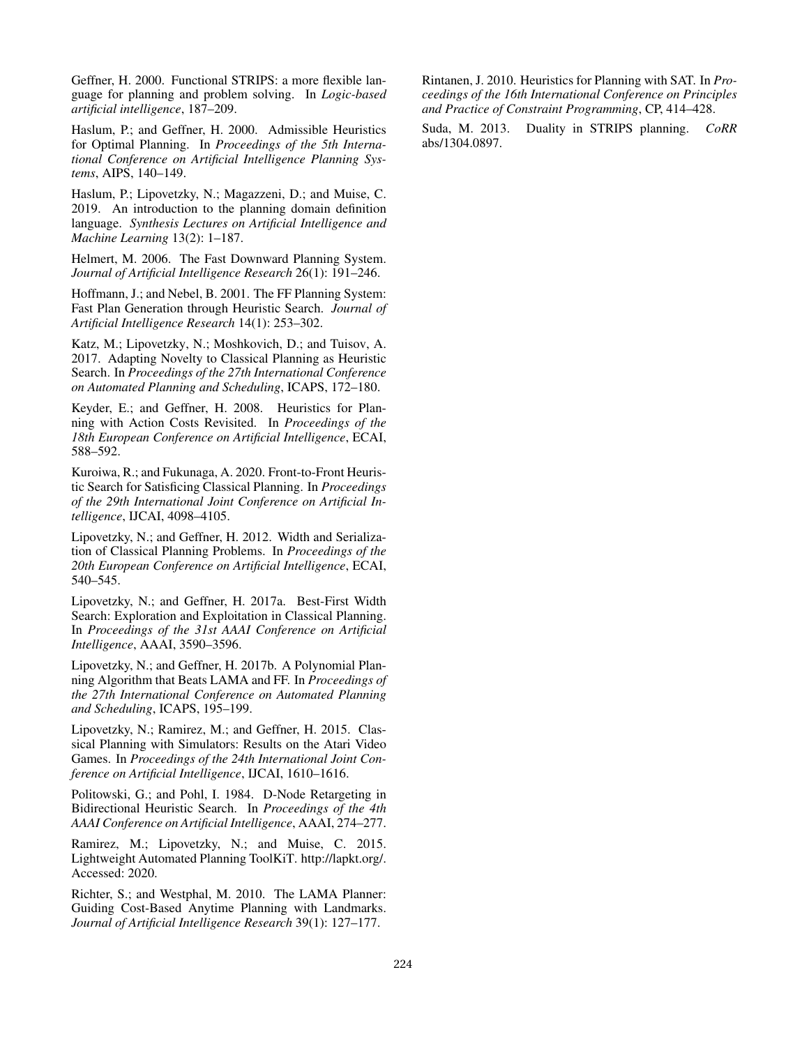Geffner, H. 2000. Functional STRIPS: a more flexible language for planning and problem solving. In *Logic-based artificial intelligence*, 187–209.

Haslum, P.; and Geffner, H. 2000. Admissible Heuristics for Optimal Planning. In *Proceedings of the 5th International Conference on Artificial Intelligence Planning Systems*, AIPS, 140–149.

Haslum, P.; Lipovetzky, N.; Magazzeni, D.; and Muise, C. 2019. An introduction to the planning domain definition language. *Synthesis Lectures on Artificial Intelligence and Machine Learning* 13(2): 1–187.

Helmert, M. 2006. The Fast Downward Planning System. *Journal of Artificial Intelligence Research* 26(1): 191–246.

Hoffmann, J.; and Nebel, B. 2001. The FF Planning System: Fast Plan Generation through Heuristic Search. *Journal of Artificial Intelligence Research* 14(1): 253–302.

Katz, M.; Lipovetzky, N.; Moshkovich, D.; and Tuisov, A. 2017. Adapting Novelty to Classical Planning as Heuristic Search. In *Proceedings of the 27th International Conference on Automated Planning and Scheduling*, ICAPS, 172–180.

Keyder, E.; and Geffner, H. 2008. Heuristics for Planning with Action Costs Revisited. In *Proceedings of the 18th European Conference on Artificial Intelligence*, ECAI, 588–592.

Kuroiwa, R.; and Fukunaga, A. 2020. Front-to-Front Heuristic Search for Satisficing Classical Planning. In *Proceedings of the 29th International Joint Conference on Artificial Intelligence*, IJCAI, 4098–4105.

Lipovetzky, N.; and Geffner, H. 2012. Width and Serialization of Classical Planning Problems. In *Proceedings of the 20th European Conference on Artificial Intelligence*, ECAI, 540–545.

Lipovetzky, N.; and Geffner, H. 2017a. Best-First Width Search: Exploration and Exploitation in Classical Planning. In *Proceedings of the 31st AAAI Conference on Artificial Intelligence*, AAAI, 3590–3596.

Lipovetzky, N.; and Geffner, H. 2017b. A Polynomial Planning Algorithm that Beats LAMA and FF. In *Proceedings of the 27th International Conference on Automated Planning and Scheduling*, ICAPS, 195–199.

Lipovetzky, N.; Ramirez, M.; and Geffner, H. 2015. Classical Planning with Simulators: Results on the Atari Video Games. In *Proceedings of the 24th International Joint Conference on Artificial Intelligence*, IJCAI, 1610–1616.

Politowski, G.; and Pohl, I. 1984. D-Node Retargeting in Bidirectional Heuristic Search. In *Proceedings of the 4th AAAI Conference on Artificial Intelligence*, AAAI, 274–277.

Ramirez, M.; Lipovetzky, N.; and Muise, C. 2015. Lightweight Automated Planning ToolKiT. http://lapkt.org/. Accessed: 2020.

Richter, S.; and Westphal, M. 2010. The LAMA Planner: Guiding Cost-Based Anytime Planning with Landmarks. *Journal of Artificial Intelligence Research* 39(1): 127–177.

Rintanen, J. 2010. Heuristics for Planning with SAT. In *Proceedings of the 16th International Conference on Principles and Practice of Constraint Programming*, CP, 414–428.

Suda, M. 2013. Duality in STRIPS planning. *CoRR* abs/1304.0897.